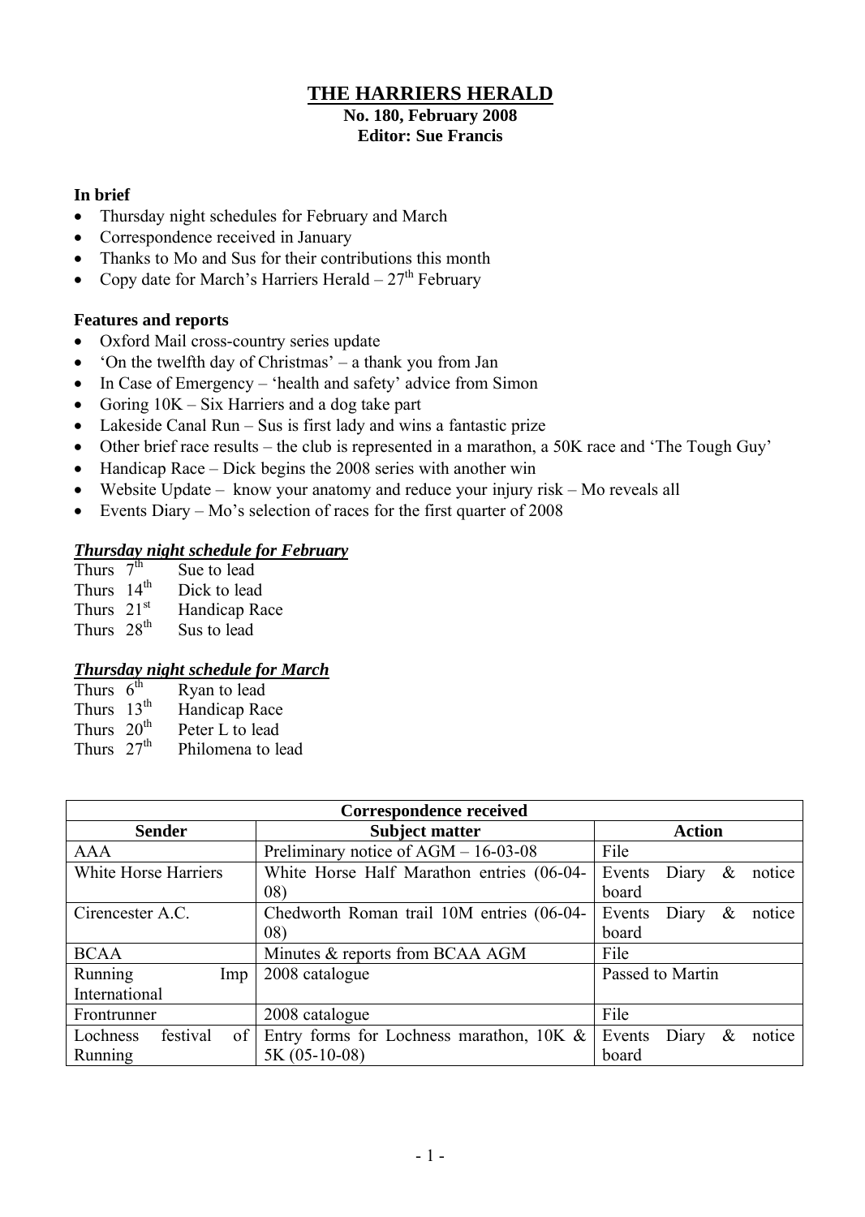# THE HARRIERS HERALD

**No. 180, February 2008**
**Editor: Sue Francis**

### In brief

- Thursday night schedules for February and March
- Correspondence received in January
- Thanks to Mo and Sus for their contributions this month
- Copy date for March's Harriers Herald – 27th February

### Features and reports

- Oxford Mail cross-country series update
- 'On the twelfth day of Christmas' – a thank you from Jan
- In Case of Emergency – 'health and safety' advice from Simon
- Goring 10K – Six Harriers and a dog take part
- Lakeside Canal Run – Sus is first lady and wins a fantastic prize
- Other brief race results – the club is represented in a marathon, a 50K race and 'The Tough Guy'
- Handicap Race – Dick begins the 2008 series with another win
- Website Update – know your anatomy and reduce your injury risk – Mo reveals all
- Events Diary – Mo's selection of races for the first quarter of 2008

### ***Thursday night schedule for February***

Thurs 7th Sue to lead
Thurs 14th Dick to lead
Thurs 21st Handicap Race
Thurs 28th Sus to lead

### ***Thursday night schedule for March***

Thurs 6th Ryan to lead
Thurs 13th Handicap Race
Thurs 20th Peter L to lead
Thurs 27th Philomena to lead

| Correspondence received | | |
|---|---|---|
| **Sender** | **Subject matter** | **Action** |
| AAA | Preliminary notice of AGM – 16-03-08 | File |
| White Horse Harriers | White Horse Half Marathon entries (06-04-08) | Events Diary & notice board |
| Cirencester A.C. | Chedworth Roman trail 10M entries (06-04-08) | Events Diary & notice board |
| BCAA | Minutes & reports from BCAA AGM | File |
| Running Imp International | 2008 catalogue | Passed to Martin |
| Frontrunner | 2008 catalogue | File |
| Lochness festival of Running | Entry forms for Lochness marathon, 10K & 5K (05-10-08) | Events Diary & notice board |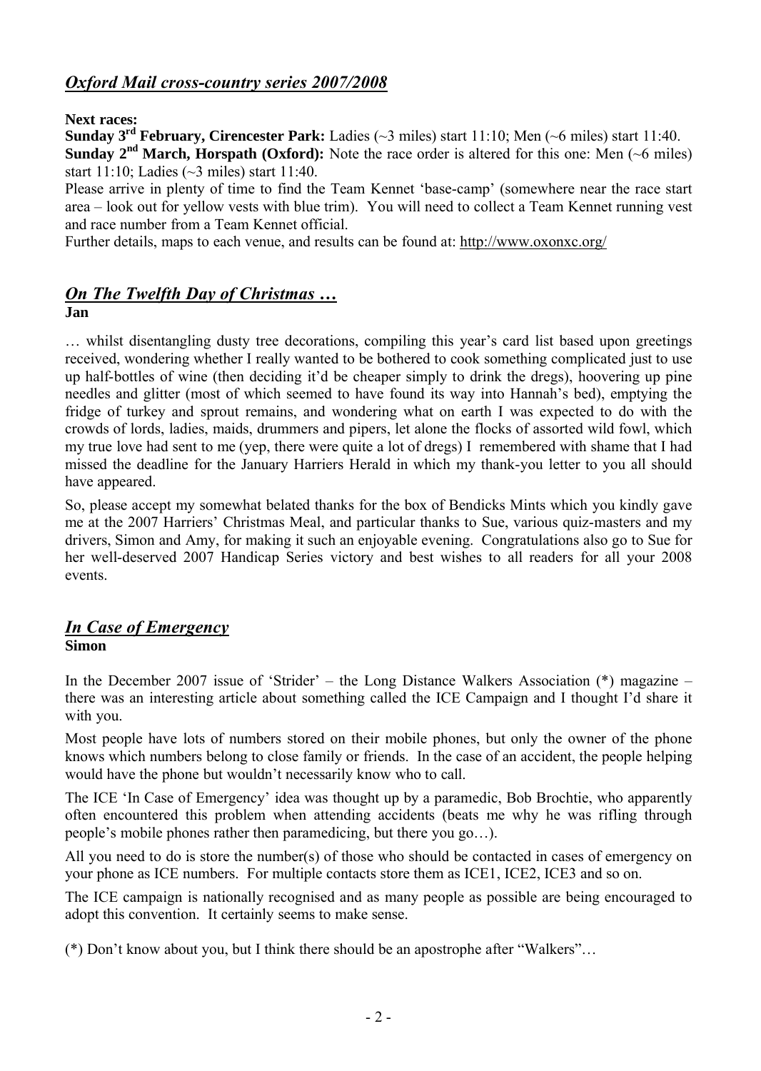## *Oxford Mail cross-country series 2007/2008*

**Next races:**

**Sunday 3rd February, Cirencester Park:** Ladies (~3 miles) start 11:10; Men (~6 miles) start 11:40.

**Sunday 2nd March, Horspath (Oxford):** Note the race order is altered for this one: Men (~6 miles) start 11:10; Ladies (~3 miles) start 11:40.

Please arrive in plenty of time to find the Team Kennet 'base-camp' (somewhere near the race start area – look out for yellow vests with blue trim). You will need to collect a Team Kennet running vest and race number from a Team Kennet official.

Further details, maps to each venue, and results can be found at: http://www.oxonxc.org/

## *On The Twelfth Day of Christmas …*

**Jan**

… whilst disentangling dusty tree decorations, compiling this year's card list based upon greetings received, wondering whether I really wanted to be bothered to cook something complicated just to use up half-bottles of wine (then deciding it'd be cheaper simply to drink the dregs), hoovering up pine needles and glitter (most of which seemed to have found its way into Hannah's bed), emptying the fridge of turkey and sprout remains, and wondering what on earth I was expected to do with the crowds of lords, ladies, maids, drummers and pipers, let alone the flocks of assorted wild fowl, which my true love had sent to me (yep, there were quite a lot of dregs) I remembered with shame that I had missed the deadline for the January Harriers Herald in which my thank-you letter to you all should have appeared.

So, please accept my somewhat belated thanks for the box of Bendicks Mints which you kindly gave me at the 2007 Harriers' Christmas Meal, and particular thanks to Sue, various quiz-masters and my drivers, Simon and Amy, for making it such an enjoyable evening. Congratulations also go to Sue for her well-deserved 2007 Handicap Series victory and best wishes to all readers for all your 2008 events.

## *In Case of Emergency*

**Simon**

In the December 2007 issue of 'Strider' – the Long Distance Walkers Association (*) magazine – there was an interesting article about something called the ICE Campaign and I thought I'd share it with you.

Most people have lots of numbers stored on their mobile phones, but only the owner of the phone knows which numbers belong to close family or friends. In the case of an accident, the people helping would have the phone but wouldn't necessarily know who to call.

The ICE 'In Case of Emergency' idea was thought up by a paramedic, Bob Brochtie, who apparently often encountered this problem when attending accidents (beats me why he was rifling through people's mobile phones rather then paramedicing, but there you go…).

All you need to do is store the number(s) of those who should be contacted in cases of emergency on your phone as ICE numbers. For multiple contacts store them as ICE1, ICE2, ICE3 and so on.

The ICE campaign is nationally recognised and as many people as possible are being encouraged to adopt this convention. It certainly seems to make sense.

(*) Don't know about you, but I think there should be an apostrophe after "Walkers"…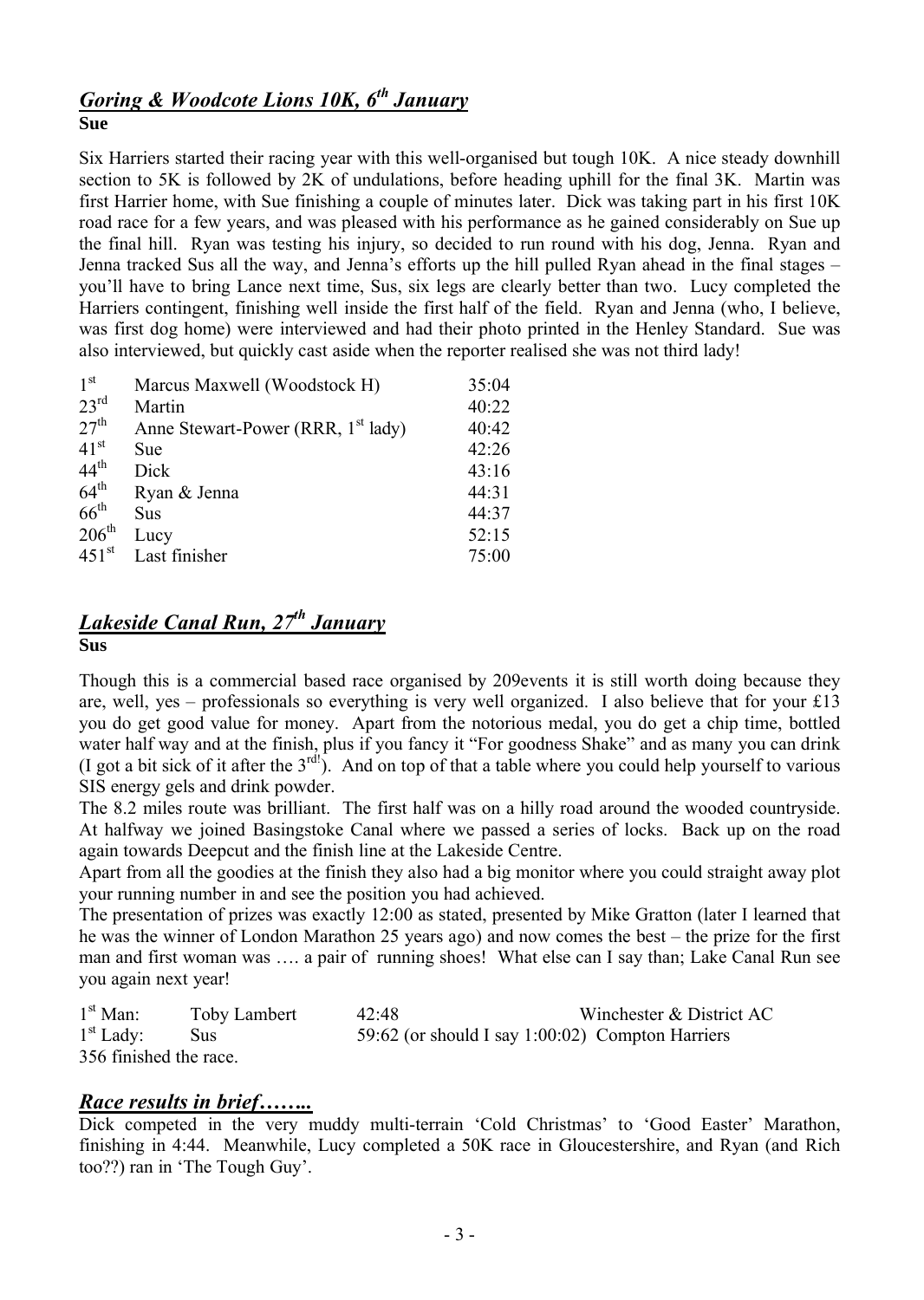## *Goring & Woodcote Lions 10K, 6th January*

**Sue**

Six Harriers started their racing year with this well-organised but tough 10K. A nice steady downhill section to 5K is followed by 2K of undulations, before heading uphill for the final 3K. Martin was first Harrier home, with Sue finishing a couple of minutes later. Dick was taking part in his first 10K road race for a few years, and was pleased with his performance as he gained considerably on Sue up the final hill. Ryan was testing his injury, so decided to run round with his dog, Jenna. Ryan and Jenna tracked Sus all the way, and Jenna's efforts up the hill pulled Ryan ahead in the final stages – you'll have to bring Lance next time, Sus, six legs are clearly better than two. Lucy completed the Harriers contingent, finishing well inside the first half of the field. Ryan and Jenna (who, I believe, was first dog home) were interviewed and had their photo printed in the Henley Standard. Sue was also interviewed, but quickly cast aside when the reporter realised she was not third lady!

| | | |
|---|---|---|
| 1st | Marcus Maxwell (Woodstock H) | 35:04 |
| 23rd | Martin | 40:22 |
| 27th | Anne Stewart-Power (RRR, 1st lady) | 40:42 |
| 41st | Sue | 42:26 |
| 44th | Dick | 43:16 |
| 64th | Ryan & Jenna | 44:31 |
| 66th | Sus | 44:37 |
| 206th | Lucy | 52:15 |
| 451st | Last finisher | 75:00 |

## *Lakeside Canal Run, 27th January*

**Sus**

Though this is a commercial based race organised by 209events it is still worth doing because they are, well, yes – professionals so everything is very well organized. I also believe that for your £13 you do get good value for money. Apart from the notorious medal, you do get a chip time, bottled water half way and at the finish, plus if you fancy it "For goodness Shake" and as many you can drink (I got a bit sick of it after the 3rd!). And on top of that a table where you could help yourself to various SIS energy gels and drink powder.

The 8.2 miles route was brilliant. The first half was on a hilly road around the wooded countryside. At halfway we joined Basingstoke Canal where we passed a series of locks. Back up on the road again towards Deepcut and the finish line at the Lakeside Centre.

Apart from all the goodies at the finish they also had a big monitor where you could straight away plot your running number in and see the position you had achieved.

The presentation of prizes was exactly 12:00 as stated, presented by Mike Gratton (later I learned that he was the winner of London Marathon 25 years ago) and now comes the best – the prize for the first man and first woman was …. a pair of running shoes! What else can I say than; Lake Canal Run see you again next year!

| | | | |
|---|---|---|---|
| 1st Man: | Toby Lambert | 42:48 | Winchester & District AC |
| 1st Lady: | Sus | 59:62 (or should I say 1:00:02) | Compton Harriers |

356 finished the race.

## *Race results in brief……..*

Dick competed in the very muddy multi-terrain 'Cold Christmas' to 'Good Easter' Marathon, finishing in 4:44. Meanwhile, Lucy completed a 50K race in Gloucestershire, and Ryan (and Rich too??) ran in 'The Tough Guy'.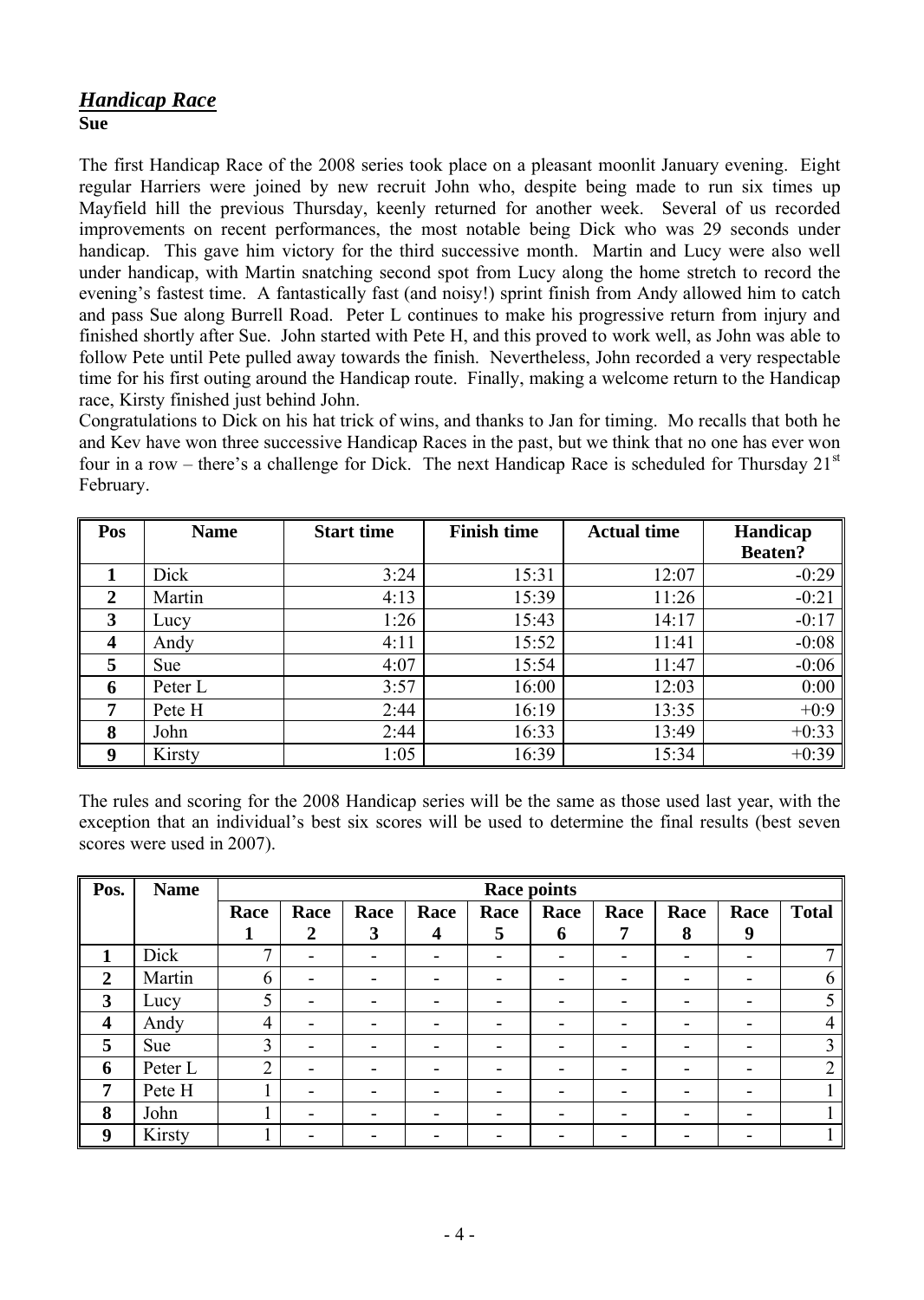## *Handicap Race*

**Sue**

The first Handicap Race of the 2008 series took place on a pleasant moonlit January evening. Eight regular Harriers were joined by new recruit John who, despite being made to run six times up Mayfield hill the previous Thursday, keenly returned for another week. Several of us recorded improvements on recent performances, the most notable being Dick who was 29 seconds under handicap. This gave him victory for the third successive month. Martin and Lucy were also well under handicap, with Martin snatching second spot from Lucy along the home stretch to record the evening's fastest time. A fantastically fast (and noisy!) sprint finish from Andy allowed him to catch and pass Sue along Burrell Road. Peter L continues to make his progressive return from injury and finished shortly after Sue. John started with Pete H, and this proved to work well, as John was able to follow Pete until Pete pulled away towards the finish. Nevertheless, John recorded a very respectable time for his first outing around the Handicap route. Finally, making a welcome return to the Handicap race, Kirsty finished just behind John.

Congratulations to Dick on his hat trick of wins, and thanks to Jan for timing. Mo recalls that both he and Kev have won three successive Handicap Races in the past, but we think that no one has ever won four in a row – there's a challenge for Dick. The next Handicap Race is scheduled for Thursday 21st February.

| Pos | Name | Start time | Finish time | Actual time | Handicap Beaten? |
|---|---|---|---|---|---|
| 1 | Dick | 3:24 | 15:31 | 12:07 | -0:29 |
| 2 | Martin | 4:13 | 15:39 | 11:26 | -0:21 |
| 3 | Lucy | 1:26 | 15:43 | 14:17 | -0:17 |
| 4 | Andy | 4:11 | 15:52 | 11:41 | -0:08 |
| 5 | Sue | 4:07 | 15:54 | 11:47 | -0:06 |
| 6 | Peter L | 3:57 | 16:00 | 12:03 | 0:00 |
| 7 | Pete H | 2:44 | 16:19 | 13:35 | +0:9 |
| 8 | John | 2:44 | 16:33 | 13:49 | +0:33 |
| 9 | Kirsty | 1:05 | 16:39 | 15:34 | +0:39 |

The rules and scoring for the 2008 Handicap series will be the same as those used last year, with the exception that an individual's best six scores will be used to determine the final results (best seven scores were used in 2007).

| Pos. | Name | Race points | | | | | | | | | |
|---|---|---|---|---|---|---|---|---|---|---|---|
| | | Race 1 | Race 2 | Race 3 | Race 4 | Race 5 | Race 6 | Race 7 | Race 8 | Race 9 | Total |
| 1 | Dick | 7 | - | - | - | - | - | - | - | - | 7 |
| 2 | Martin | 6 | - | - | - | - | - | - | - | - | 6 |
| 3 | Lucy | 5 | - | - | - | - | - | - | - | - | 5 |
| 4 | Andy | 4 | - | - | - | - | - | - | - | - | 4 |
| 5 | Sue | 3 | - | - | - | - | - | - | - | - | 3 |
| 6 | Peter L | 2 | - | - | - | - | - | - | - | - | 2 |
| 7 | Pete H | 1 | - | - | - | - | - | - | - | - | 1 |
| 8 | John | 1 | - | - | - | - | - | - | - | - | 1 |
| 9 | Kirsty | 1 | - | - | - | - | - | - | - | - | 1 |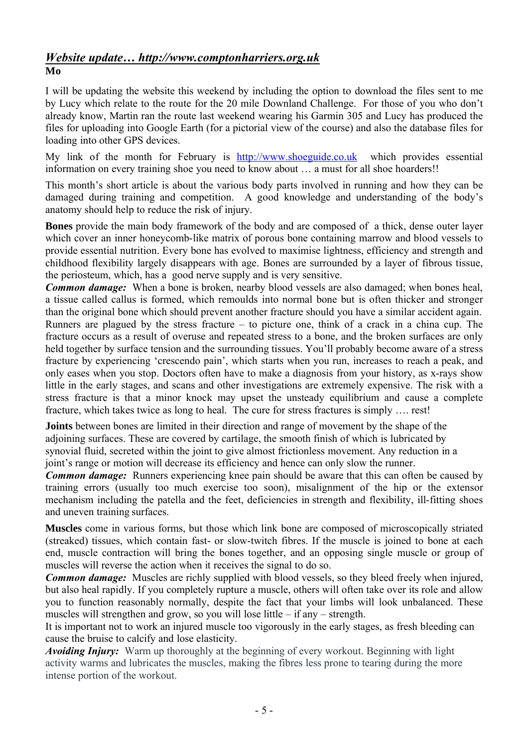## *Website update… http://www.comptonharriers.org.uk*

**Mo**

I will be updating the website this weekend by including the option to download the files sent to me by Lucy which relate to the route for the 20 mile Downland Challenge. For those of you who don't already know, Martin ran the route last weekend wearing his Garmin 305 and Lucy has produced the files for uploading into Google Earth (for a pictorial view of the course) and also the database files for loading into other GPS devices.

My link of the month for February is http://www.shoeguide.co.uk which provides essential information on every training shoe you need to know about … a must for all shoe hoarders!!

This month's short article is about the various body parts involved in running and how they can be damaged during training and competition. A good knowledge and understanding of the body's anatomy should help to reduce the risk of injury.

**Bones** provide the main body framework of the body and are composed of a thick, dense outer layer which cover an inner honeycomb-like matrix of porous bone containing marrow and blood vessels to provide essential nutrition. Every bone has evolved to maximise lightness, efficiency and strength and childhood flexibility largely disappears with age. Bones are surrounded by a layer of fibrous tissue, the periosteum, which, has a good nerve supply and is very sensitive.

***Common damage:*** When a bone is broken, nearby blood vessels are also damaged; when bones heal, a tissue called callus is formed, which remoulds into normal bone but is often thicker and stronger than the original bone which should prevent another fracture should you have a similar accident again. Runners are plagued by the stress fracture – to picture one, think of a crack in a china cup. The fracture occurs as a result of overuse and repeated stress to a bone, and the broken surfaces are only held together by surface tension and the surrounding tissues. You'll probably become aware of a stress fracture by experiencing 'crescendo pain', which starts when you run, increases to reach a peak, and only eases when you stop. Doctors often have to make a diagnosis from your history, as x-rays show little in the early stages, and scans and other investigations are extremely expensive. The risk with a stress fracture is that a minor knock may upset the unsteady equilibrium and cause a complete fracture, which takes twice as long to heal. The cure for stress fractures is simply …. rest!

**Joints** between bones are limited in their direction and range of movement by the shape of the adjoining surfaces. These are covered by cartilage, the smooth finish of which is lubricated by synovial fluid, secreted within the joint to give almost frictionless movement. Any reduction in a joint's range or motion will decrease its efficiency and hence can only slow the runner.

***Common damage:*** Runners experiencing knee pain should be aware that this can often be caused by training errors (usually too much exercise too soon), misalignment of the hip or the extensor mechanism including the patella and the feet, deficiencies in strength and flexibility, ill-fitting shoes and uneven training surfaces.

**Muscles** come in various forms, but those which link bone are composed of microscopically striated (streaked) tissues, which contain fast- or slow-twitch fibres. If the muscle is joined to bone at each end, muscle contraction will bring the bones together, and an opposing single muscle or group of muscles will reverse the action when it receives the signal to do so.

***Common damage:*** Muscles are richly supplied with blood vessels, so they bleed freely when injured, but also heal rapidly. If you completely rupture a muscle, others will often take over its role and allow you to function reasonably normally, despite the fact that your limbs will look unbalanced. These muscles will strengthen and grow, so you will lose little – if any – strength.

It is important not to work an injured muscle too vigorously in the early stages, as fresh bleeding can cause the bruise to calcify and lose elasticity.

***Avoiding Injury:*** Warm up thoroughly at the beginning of every workout. Beginning with light activity warms and lubricates the muscles, making the fibres less prone to tearing during the more intense portion of the workout.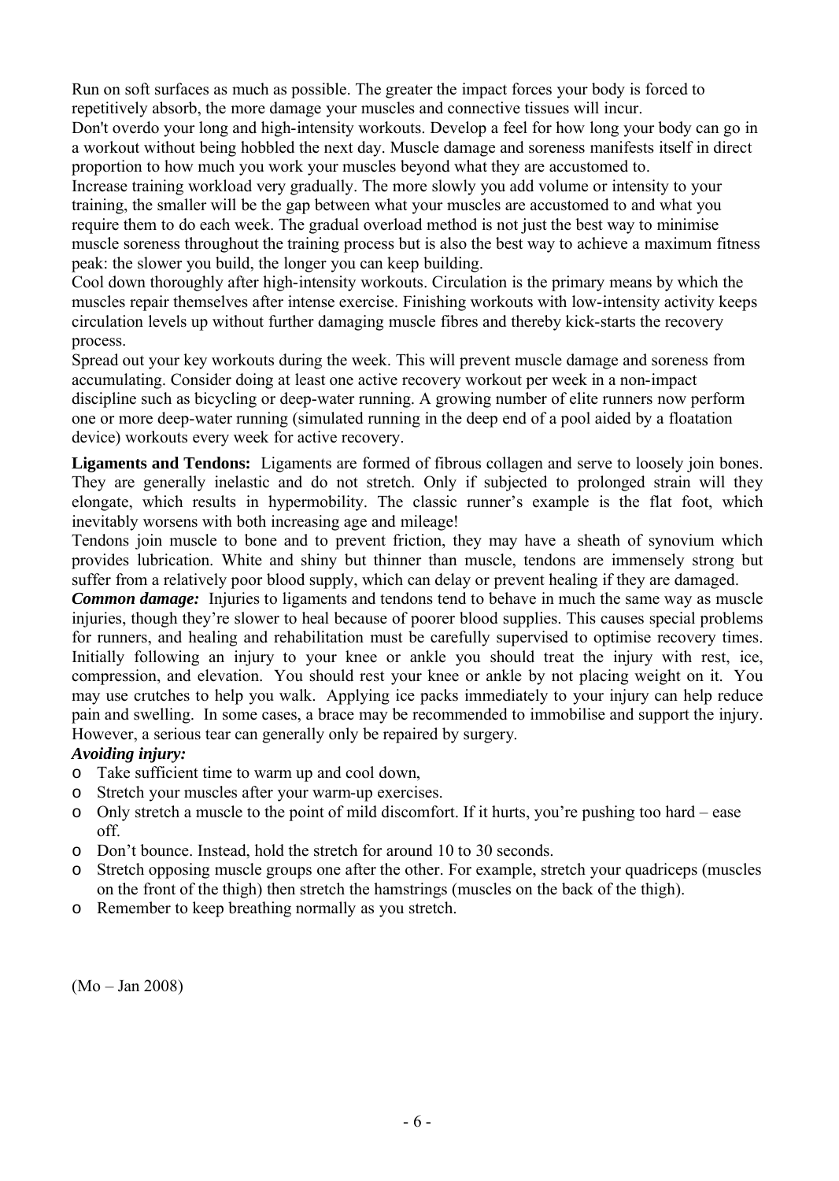Run on soft surfaces as much as possible. The greater the impact forces your body is forced to repetitively absorb, the more damage your muscles and connective tissues will incur.

Don't overdo your long and high-intensity workouts. Develop a feel for how long your body can go in a workout without being hobbled the next day. Muscle damage and soreness manifests itself in direct proportion to how much you work your muscles beyond what they are accustomed to.

Increase training workload very gradually. The more slowly you add volume or intensity to your training, the smaller will be the gap between what your muscles are accustomed to and what you require them to do each week. The gradual overload method is not just the best way to minimise muscle soreness throughout the training process but is also the best way to achieve a maximum fitness peak: the slower you build, the longer you can keep building.

Cool down thoroughly after high-intensity workouts. Circulation is the primary means by which the muscles repair themselves after intense exercise. Finishing workouts with low-intensity activity keeps circulation levels up without further damaging muscle fibres and thereby kick-starts the recovery process.

Spread out your key workouts during the week. This will prevent muscle damage and soreness from accumulating. Consider doing at least one active recovery workout per week in a non-impact discipline such as bicycling or deep-water running. A growing number of elite runners now perform one or more deep-water running (simulated running in the deep end of a pool aided by a floatation device) workouts every week for active recovery.

**Ligaments and Tendons:** Ligaments are formed of fibrous collagen and serve to loosely join bones. They are generally inelastic and do not stretch. Only if subjected to prolonged strain will they elongate, which results in hypermobility. The classic runner's example is the flat foot, which inevitably worsens with both increasing age and mileage!

Tendons join muscle to bone and to prevent friction, they may have a sheath of synovium which provides lubrication. White and shiny but thinner than muscle, tendons are immensely strong but suffer from a relatively poor blood supply, which can delay or prevent healing if they are damaged.

***Common damage:*** Injuries to ligaments and tendons tend to behave in much the same way as muscle injuries, though they're slower to heal because of poorer blood supplies. This causes special problems for runners, and healing and rehabilitation must be carefully supervised to optimise recovery times. Initially following an injury to your knee or ankle you should treat the injury with rest, ice, compression, and elevation. You should rest your knee or ankle by not placing weight on it. You may use crutches to help you walk. Applying ice packs immediately to your injury can help reduce pain and swelling. In some cases, a brace may be recommended to immobilise and support the injury. However, a serious tear can generally only be repaired by surgery.

***Avoiding injury:***

- Take sufficient time to warm up and cool down,
- Stretch your muscles after your warm-up exercises.
- Only stretch a muscle to the point of mild discomfort. If it hurts, you're pushing too hard – ease off.
- Don't bounce. Instead, hold the stretch for around 10 to 30 seconds.
- Stretch opposing muscle groups one after the other. For example, stretch your quadriceps (muscles on the front of the thigh) then stretch the hamstrings (muscles on the back of the thigh).
- Remember to keep breathing normally as you stretch.

(Mo – Jan 2008)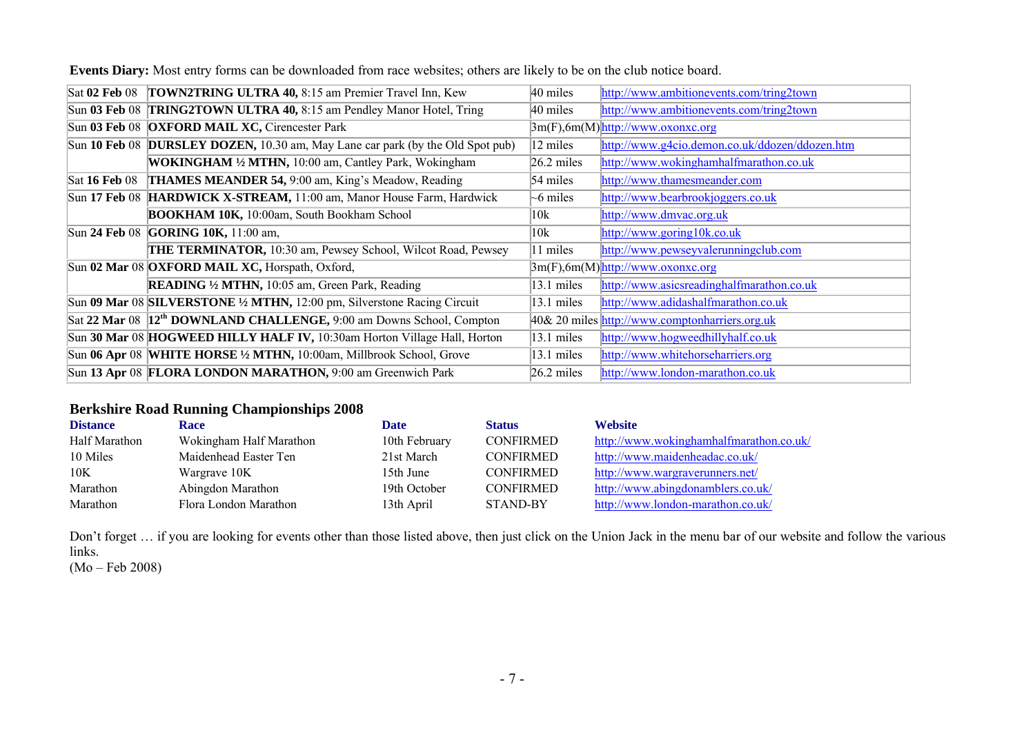**Events Diary:** Most entry forms can be downloaded from race websites; others are likely to be on the club notice board.

| | | | |
|---|---|---|---|
| Sat **02 Feb** 08 | **TOWN2TRING ULTRA 40,** 8:15 am Premier Travel Inn, Kew | 40 miles | http://www.ambitionevents.com/tring2town |
| Sun **03 Feb** 08 | **TRING2TOWN ULTRA 40,** 8:15 am Pendley Manor Hotel, Tring | 40 miles | http://www.ambitionevents.com/tring2town |
| Sun **03 Feb** 08 | **OXFORD MAIL XC,** Cirencester Park | 3m(F),6m(M) | http://www.oxonxc.org |
| Sun **10 Feb** 08 | **DURSLEY DOZEN,** 10.30 am, May Lane car park (by the Old Spot pub) | 12 miles | http://www.g4cio.demon.co.uk/ddozen/ddozen.htm |
| | **WOKINGHAM ½ MTHN,** 10:00 am, Cantley Park, Wokingham | 26.2 miles | http://www.wokinghamhalfmarathon.co.uk |
| Sat **16 Feb** 08 | **THAMES MEANDER 54,** 9:00 am, King's Meadow, Reading | 54 miles | http://www.thamesmeander.com |
| Sun **17 Feb** 08 | **HARDWICK X-STREAM,** 11:00 am, Manor House Farm, Hardwick | ~6 miles | http://www.bearbrookjoggers.co.uk |
| | **BOOKHAM 10K,** 10:00am, South Bookham School | 10k | http://www.dmvac.org.uk |
| Sun **24 Feb** 08 | **GORING 10K,** 11:00 am, | 10k | http://www.goring10k.co.uk |
| | **THE TERMINATOR,** 10:30 am, Pewsey School, Wilcot Road, Pewsey | 11 miles | http://www.pewseyvalerunningclub.com |
| Sun **02 Mar** 08 | **OXFORD MAIL XC,** Horspath, Oxford, | 3m(F),6m(M) | http://www.oxonxc.org |
| | **READING ½ MTHN,** 10:05 am, Green Park, Reading | 13.1 miles | http://www.asicsreadinghalfmarathon.co.uk |
| Sun **09 Mar** 08 | **SILVERSTONE ½ MTHN,** 12:00 pm, Silverstone Racing Circuit | 13.1 miles | http://www.adidashalfmarathon.co.uk |
| Sat **22 Mar** 08 | **12th DOWNLAND CHALLENGE,** 9:00 am Downs School, Compton | 40& 20 miles | http://www.comptonharriers.org.uk |
| Sun **30 Mar** 08 | **HOGWEED HILLY HALF IV,** 10:30am Horton Village Hall, Horton | 13.1 miles | http://www.hogweedhillyhalf.co.uk |
| Sun **06 Apr** 08 | **WHITE HORSE ½ MTHN,** 10:00am, Millbrook School, Grove | 13.1 miles | http://www.whitehorseharriers.org |
| Sun **13 Apr** 08 | **FLORA LONDON MARATHON,** 9:00 am Greenwich Park | 26.2 miles | http://www.london-marathon.co.uk |

## Berkshire Road Running Championships 2008

| Distance | Race | Date | Status | Website |
|---|---|---|---|---|
| Half Marathon | Wokingham Half Marathon | 10th February | CONFIRMED | http://www.wokinghamhalfmarathon.co.uk/ |
| 10 Miles | Maidenhead Easter Ten | 21st March | CONFIRMED | http://www.maidenheadac.co.uk/ |
| 10K | Wargrave 10K | 15th June | CONFIRMED | http://www.wargraverunners.net/ |
| Marathon | Abingdon Marathon | 19th October | CONFIRMED | http://www.abingdonamblers.co.uk/ |
| Marathon | Flora London Marathon | 13th April | STAND-BY | http://www.london-marathon.co.uk/ |

Don't forget … if you are looking for events other than those listed above, then just click on the Union Jack in the menu bar of our website and follow the various links.
(Mo – Feb 2008)